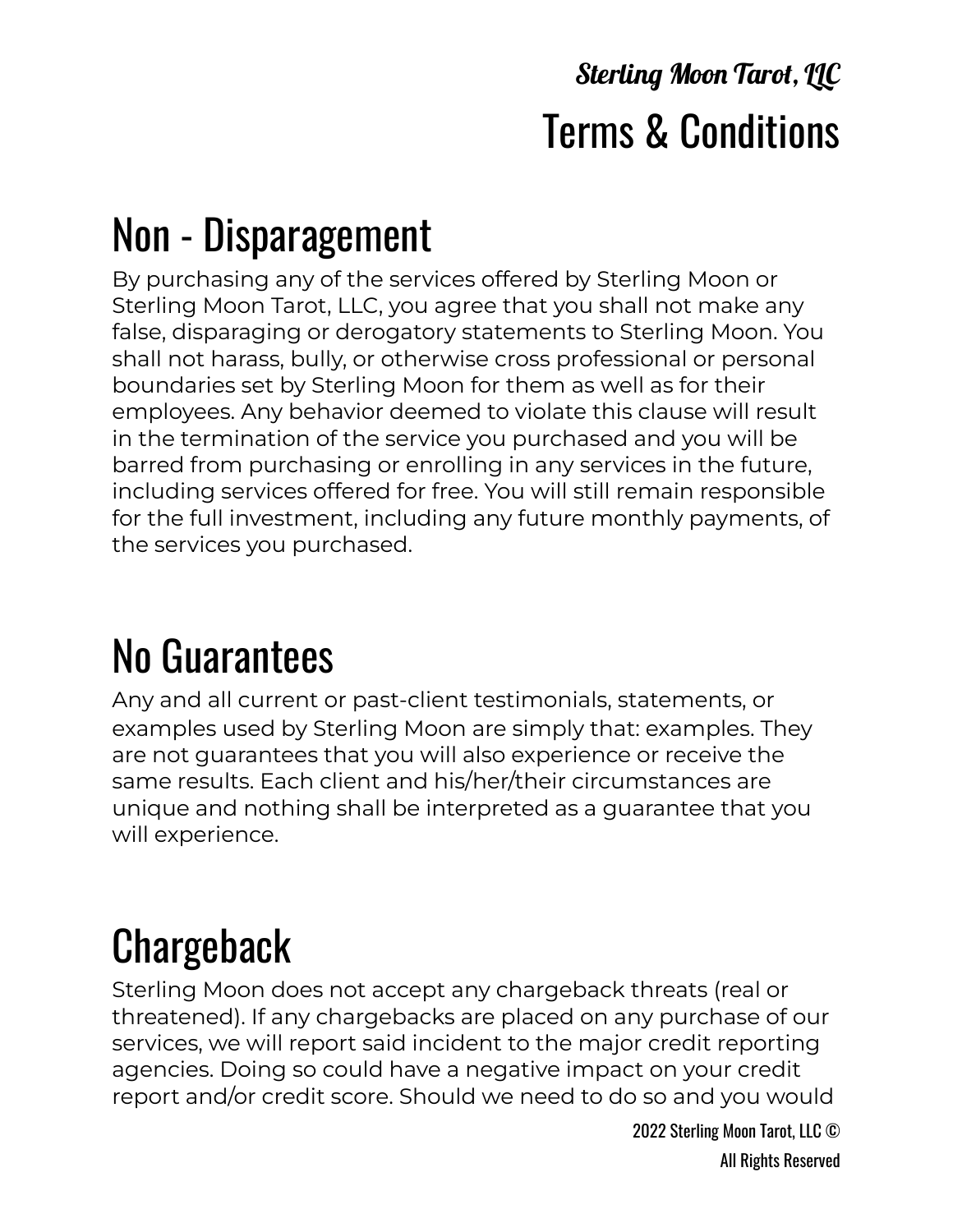*Sterling Moon Tarot, LLC*

# Terms & Conditions

## Non - Disparagement

By purchasing any of the services offered by Sterling Moon or Sterling Moon Tarot, LLC, you agree that you shall not make any false, disparaging or derogatory statements to Sterling Moon. You shall not harass, bully, or otherwise cross professional or personal boundaries set by Sterling Moon for them as well as for their employees. Any behavior deemed to violate this clause will result in the termination of the service you purchased and you will be barred from purchasing or enrolling in any services in the future, including services offered for free. You will still remain responsible for the full investment, including any future monthly payments, of the services you purchased.

## No Guarantees

Any and all current or past-client testimonials, statements, or examples used by Sterling Moon are simply that: examples. They are not guarantees that you will also experience or receive the same results. Each client and his/her/their circumstances are unique and nothing shall be interpreted as a guarantee that you will experience.

## Chargeback

Sterling Moon does not accept any chargeback threats (real or threatened). If any chargebacks are placed on any purchase of our services, we will report said incident to the major credit reporting agencies. Doing so could have a negative impact on your credit report and/or credit score. Should we need to do so and you would

2022 Sterling Moon Tarot, LLC ©
All Rights Reserved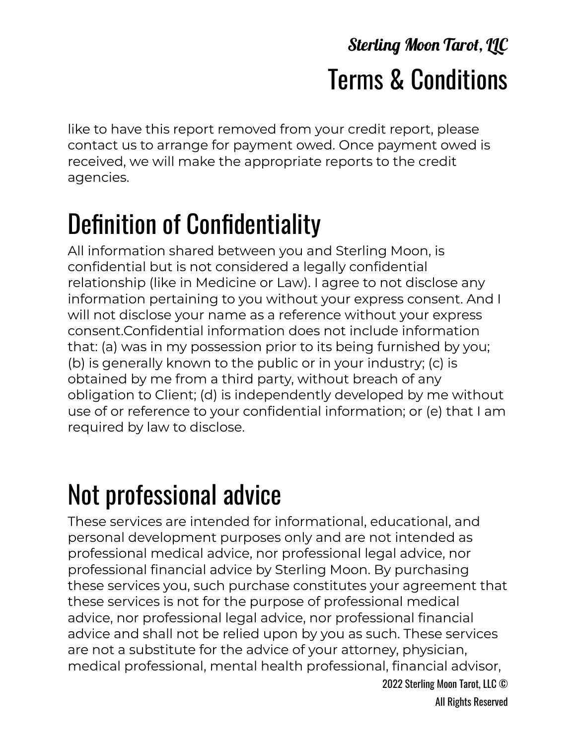like to have this report removed from your credit report, please contact us to arrange for payment owed. Once payment owed is received, we will make the appropriate reports to the credit agencies.

# Definition of Confidentiality

All information shared between you and Sterling Moon, is confidential but is not considered a legally confidential relationship (like in Medicine or Law). I agree to not disclose any information pertaining to you without your express consent. And I will not disclose your name as a reference without your express consent.Confidential information does not include information that: (a) was in my possession prior to its being furnished by you; (b) is generally known to the public or in your industry; (c) is obtained by me from a third party, without breach of any obligation to Client; (d) is independently developed by me without use of or reference to your confidential information; or (e) that I am required by law to disclose.

# Not professional advice

These services are intended for informational, educational, and personal development purposes only and are not intended as professional medical advice, nor professional legal advice, nor professional financial advice by Sterling Moon. By purchasing these services you, such purchase constitutes your agreement that these services is not for the purpose of professional medical advice, nor professional legal advice, nor professional financial advice and shall not be relied upon by you as such. These services are not a substitute for the advice of your attorney, physician, medical professional, mental health professional, financial advisor,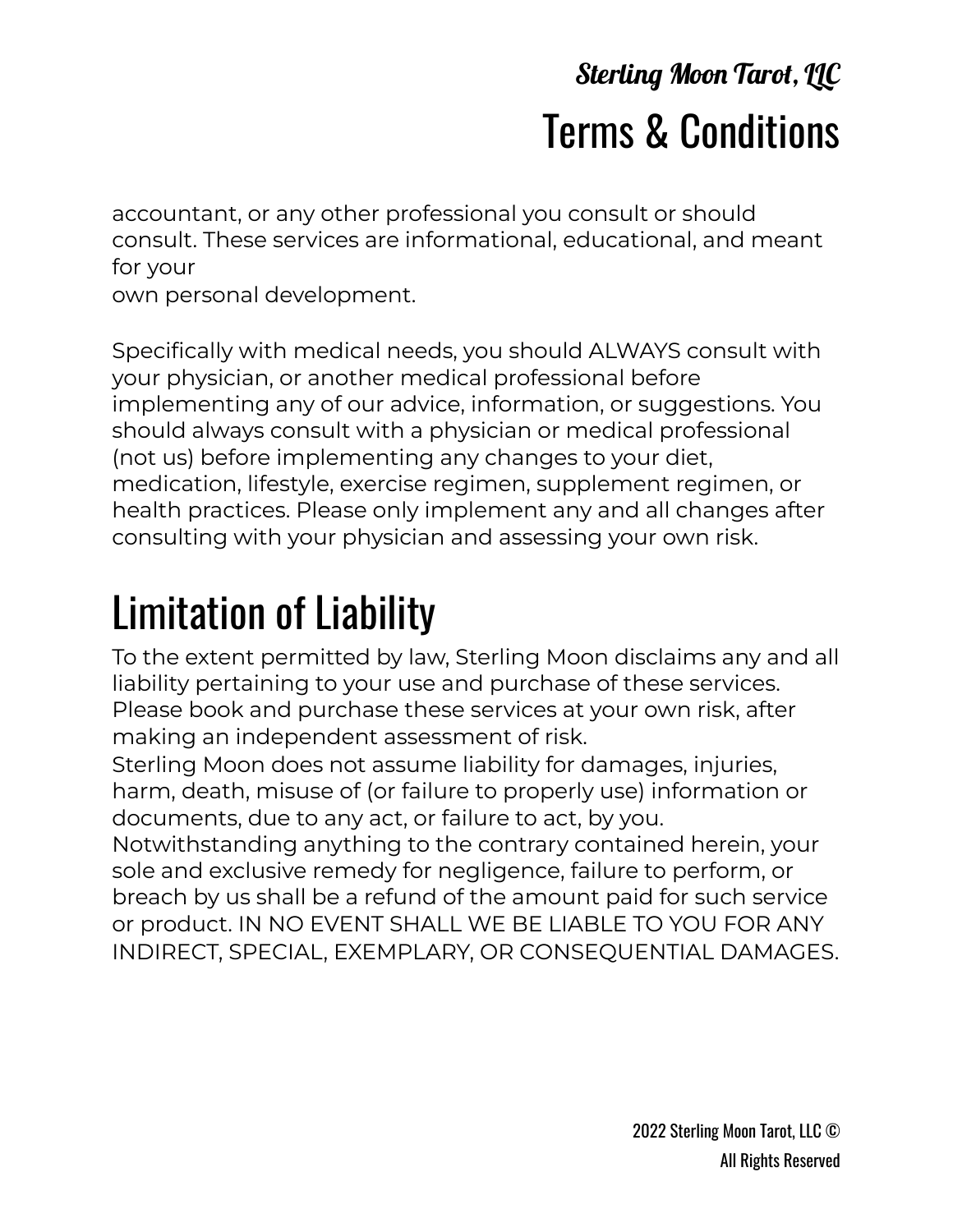accountant, or any other professional you consult or should consult. These services are informational, educational, and meant for your own personal development.

Specifically with medical needs, you should ALWAYS consult with your physician, or another medical professional before implementing any of our advice, information, or suggestions. You should always consult with a physician or medical professional (not us) before implementing any changes to your diet, medication, lifestyle, exercise regimen, supplement regimen, or health practices. Please only implement any and all changes after consulting with your physician and assessing your own risk.

# Limitation of Liability

To the extent permitted by law, Sterling Moon disclaims any and all liability pertaining to your use and purchase of these services. Please book and purchase these services at your own risk, after making an independent assessment of risk.

Sterling Moon does not assume liability for damages, injuries, harm, death, misuse of (or failure to properly use) information or documents, due to any act, or failure to act, by you.

Notwithstanding anything to the contrary contained herein, your sole and exclusive remedy for negligence, failure to perform, or breach by us shall be a refund of the amount paid for such service or product. IN NO EVENT SHALL WE BE LIABLE TO YOU FOR ANY INDIRECT, SPECIAL, EXEMPLARY, OR CONSEQUENTIAL DAMAGES.